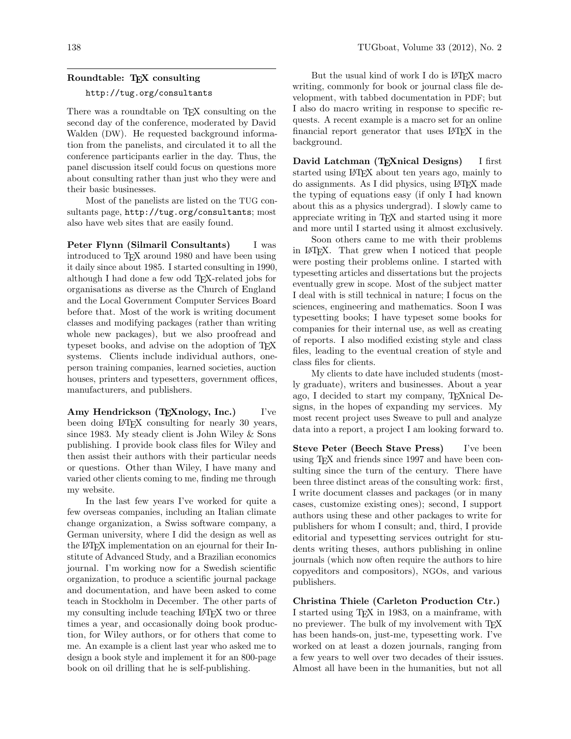## Roundtable: TeX consulting

http://tug.org/consultants

There was a roundtable on TeX consulting on the second day of the conference, moderated by David Walden (DW). He requested background information from the panelists, and circulated it to all the conference participants earlier in the day. Thus, the panel discussion itself could focus on questions more about consulting rather than just who they were and their basic businesses.

Most of the panelists are listed on the TUG consultants page, http://tug.org/consultants; most also have web sites that are easily found.

**Peter Flynn (Silmaril Consultants)** I was introduced to TeX around 1980 and have been using it daily since about 1985. I started consulting in 1990, although I had done a few odd TeX-related jobs for organisations as diverse as the Church of England and the Local Government Computer Services Board before that. Most of the work is writing document classes and modifying packages (rather than writing whole new packages), but we also proofread and typeset books, and advise on the adoption of TeX systems. Clients include individual authors, one-person training companies, learned societies, auction houses, printers and typesetters, government offices, manufacturers, and publishers.

**Amy Hendrickson (TeXnology, Inc.)** I've been doing LaTeX consulting for nearly 30 years, since 1983. My steady client is John Wiley & Sons publishing. I provide book class files for Wiley and then assist their authors with their particular needs or questions. Other than Wiley, I have many and varied other clients coming to me, finding me through my website.

In the last few years I've worked for quite a few overseas companies, including an Italian climate change organization, a Swiss software company, a German university, where I did the design as well as the LaTeX implementation on an ejournal for their Institute of Advanced Study, and a Brazilian economics journal. I'm working now for a Swedish scientific organization, to produce a scientific journal package and documentation, and have been asked to come teach in Stockholm in December. The other parts of my consulting include teaching LaTeX two or three times a year, and occasionally doing book production, for Wiley authors, or for others that come to me. An example is a client last year who asked me to design a book style and implement it for an 800-page book on oil drilling that he is self-publishing.

But the usual kind of work I do is LaTeX macro writing, commonly for book or journal class file development, with tabbed documentation in PDF; but I also do macro writing in response to specific requests. A recent example is a macro set for an online financial report generator that uses LaTeX in the background.

**David Latchman (TeXnical Designs)** I first started using LaTeX about ten years ago, mainly to do assignments. As I did physics, using LaTeX made the typing of equations easy (if only I had known about this as a physics undergrad). I slowly came to appreciate writing in TeX and started using it more and more until I started using it almost exclusively.

Soon others came to me with their problems in LaTeX. That grew when I noticed that people were posting their problems online. I started with typesetting articles and dissertations but the projects eventually grew in scope. Most of the subject matter I deal with is still technical in nature; I focus on the sciences, engineering and mathematics. Soon I was typesetting books; I have typeset some books for companies for their internal use, as well as creating of reports. I also modified existing style and class files, leading to the eventual creation of style and class files for clients.

My clients to date have included students (mostly graduate), writers and businesses. About a year ago, I decided to start my company, TeXnical Designs, in the hopes of expanding my services. My most recent project uses Sweave to pull and analyze data into a report, a project I am looking forward to.

**Steve Peter (Beech Stave Press)** I've been using TeX and friends since 1997 and have been consulting since the turn of the century. There have been three distinct areas of the consulting work: first, I write document classes and packages (or in many cases, customize existing ones); second, I support authors using these and other packages to write for publishers for whom I consult; and, third, I provide editorial and typesetting services outright for students writing theses, authors publishing in online journals (which now often require the authors to hire copyeditors and compositors), NGOs, and various publishers.

**Christina Thiele (Carleton Production Ctr.)** I started using TeX in 1983, on a mainframe, with no previewer. The bulk of my involvement with TeX has been hands-on, just-me, typesetting work. I've worked on at least a dozen journals, ranging from a few years to well over two decades of their issues. Almost all have been in the humanities, but not all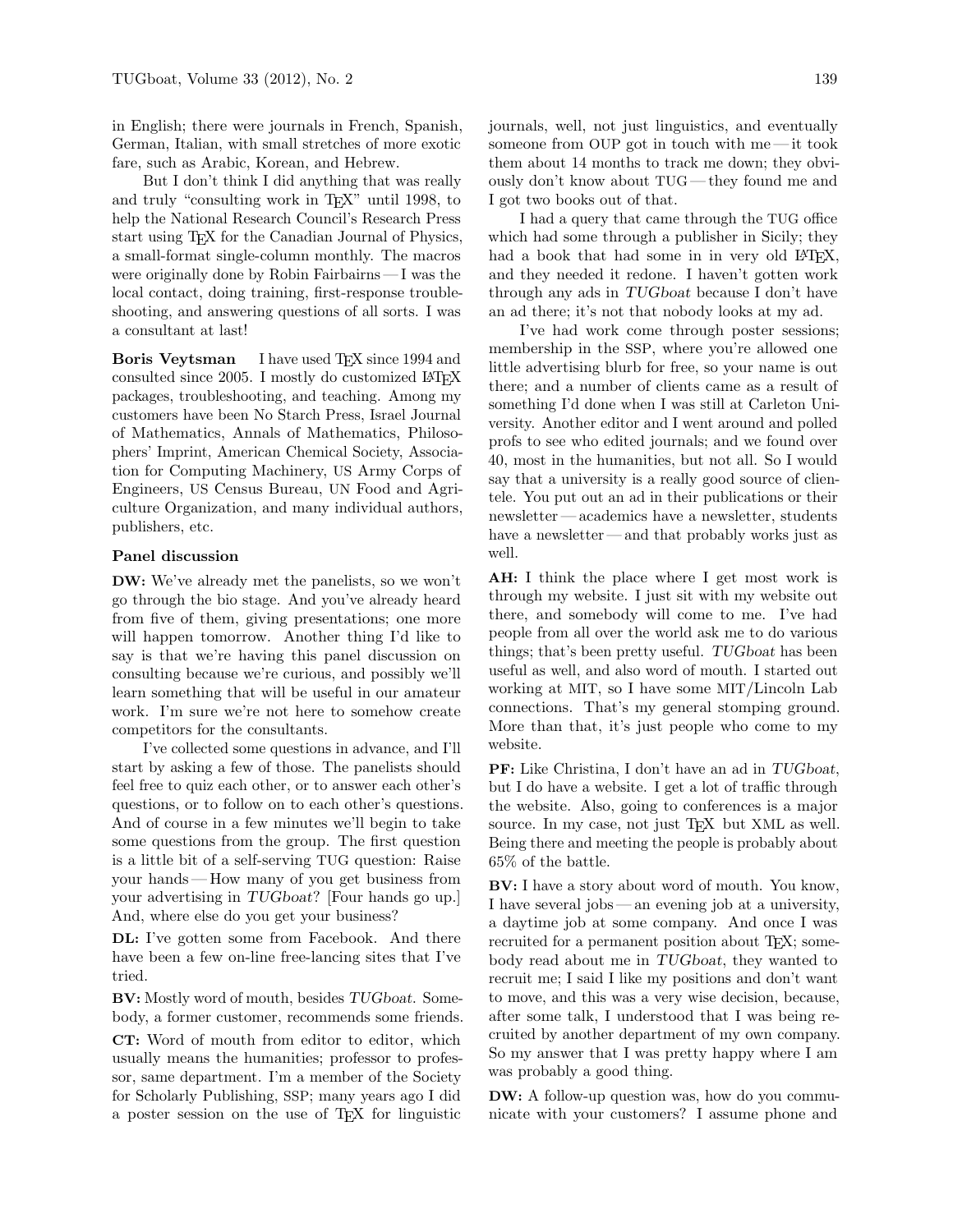in English; there were journals in French, Spanish, German, Italian, with small stretches of more exotic fare, such as Arabic, Korean, and Hebrew.

But I don't think I did anything that was really and truly "consulting work in TeX" until 1998, to help the National Research Council's Research Press start using TeX for the Canadian Journal of Physics, a small-format single-column monthly. The macros were originally done by Robin Fairbairns — I was the local contact, doing training, first-response troubleshooting, and answering questions of all sorts. I was a consultant at last!

**Boris Veytsman** I have used TeX since 1994 and consulted since 2005. I mostly do customized LaTeX packages, troubleshooting, and teaching. Among my customers have been No Starch Press, Israel Journal of Mathematics, Annals of Mathematics, Philosophers' Imprint, American Chemical Society, Association for Computing Machinery, US Army Corps of Engineers, US Census Bureau, UN Food and Agriculture Organization, and many individual authors, publishers, etc.

### Panel discussion

**DW:** We've already met the panelists, so we won't go through the bio stage. And you've already heard from five of them, giving presentations; one more will happen tomorrow. Another thing I'd like to say is that we're having this panel discussion on consulting because we're curious, and possibly we'll learn something that will be useful in our amateur work. I'm sure we're not here to somehow create competitors for the consultants.

I've collected some questions in advance, and I'll start by asking a few of those. The panelists should feel free to quiz each other, or to answer each other's questions, or to follow on to each other's questions. And of course in a few minutes we'll begin to take some questions from the group. The first question is a little bit of a self-serving TUG question: Raise your hands — How many of you get business from your advertising in *TUGboat*? [Four hands go up.] And, where else do you get your business?

**DL:** I've gotten some from Facebook. And there have been a few on-line free-lancing sites that I've tried.

**BV:** Mostly word of mouth, besides *TUGboat*. Somebody, a former customer, recommends some friends.

**CT:** Word of mouth from editor to editor, which usually means the humanities; professor to professor, same department. I'm a member of the Society for Scholarly Publishing, SSP; many years ago I did a poster session on the use of TeX for linguistic journals, well, not just linguistics, and eventually someone from OUP got in touch with me — it took them about 14 months to track me down; they obviously don't know about TUG — they found me and I got two books out of that.

I had a query that came through the TUG office which had some through a publisher in Sicily; they had a book that had some in in very old LaTeX, and they needed it redone. I haven't gotten work through any ads in *TUGboat* because I don't have an ad there; it's not that nobody looks at my ad.

I've had work come through poster sessions; membership in the SSP, where you're allowed one little advertising blurb for free, so your name is out there; and a number of clients came as a result of something I'd done when I was still at Carleton University. Another editor and I went around and polled profs to see who edited journals; and we found over 40, most in the humanities, but not all. So I would say that a university is a really good source of clientele. You put out an ad in their publications or their newsletter — academics have a newsletter, students have a newsletter — and that probably works just as well.

**AH:** I think the place where I get most work is through my website. I just sit with my website out there, and somebody will come to me. I've had people from all over the world ask me to do various things; that's been pretty useful. *TUGboat* has been useful as well, and also word of mouth. I started out working at MIT, so I have some MIT/Lincoln Lab connections. That's my general stomping ground. More than that, it's just people who come to my website.

**PF:** Like Christina, I don't have an ad in *TUGboat*, but I do have a website. I get a lot of traffic through the website. Also, going to conferences is a major source. In my case, not just TeX but XML as well. Being there and meeting the people is probably about 65% of the battle.

**BV:** I have a story about word of mouth. You know, I have several jobs — an evening job at a university, a daytime job at some company. And once I was recruited for a permanent position about TeX; somebody read about me in *TUGboat*, they wanted to recruit me; I said I like my positions and don't want to move, and this was a very wise decision, because, after some talk, I understood that I was being recruited by another department of my own company. So my answer that I was pretty happy where I am was probably a good thing.

**DW:** A follow-up question was, how do you communicate with your customers? I assume phone and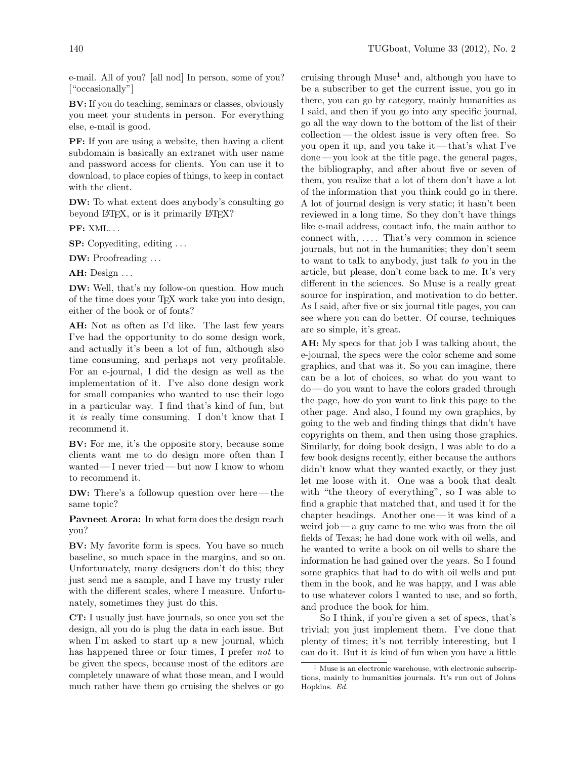e-mail. All of you? [all nod] In person, some of you? ["occasionally"]

**BV:** If you do teaching, seminars or classes, obviously you meet your students in person. For everything else, e-mail is good.

**PF:** If you are using a website, then having a client subdomain is basically an extranet with user name and password access for clients. You can use it to download, to place copies of things, to keep in contact with the client.

**DW:** To what extent does anybody's consulting go beyond LaTeX, or is it primarily LaTeX?

**PF:** XML...

**SP:** Copyediting, editing ...

**DW:** Proofreading ...

**AH:** Design ...

**DW:** Well, that's my follow-on question. How much of the time does your TeX work take you into design, either of the book or of fonts?

**AH:** Not as often as I'd like. The last few years I've had the opportunity to do some design work, and actually it's been a lot of fun, although also time consuming, and perhaps not very profitable. For an e-journal, I did the design as well as the implementation of it. I've also done design work for small companies who wanted to use their logo in a particular way. I find that's kind of fun, but it *is* really time consuming. I don't know that I recommend it.

**BV:** For me, it's the opposite story, because some clients want me to do design more often than I wanted — I never tried — but now I know to whom to recommend it.

**DW:** There's a followup question over here — the same topic?

**Pavneet Arora:** In what form does the design reach you?

**BV:** My favorite form is specs. You have so much baseline, so much space in the margins, and so on. Unfortunately, many designers don't do this; they just send me a sample, and I have my trusty ruler with the different scales, where I measure. Unfortunately, sometimes they just do this.

**CT:** I usually just have journals, so once you set the design, all you do is plug the data in each issue. But when I'm asked to start up a new journal, which has happened three or four times, I prefer *not* to be given the specs, because most of the editors are completely unaware of what those mean, and I would much rather have them go cruising the shelves or go cruising through Muse[1] and, although you have to be a subscriber to get the current issue, you go in there, you can go by category, mainly humanities as I said, and then if you go into any specific journal, go all the way down to the bottom of the list of their collection — the oldest issue is very often free. So you open it up, and you take it — that's what I've done — you look at the title page, the general pages, the bibliography, and after about five or seven of them, you realize that a lot of them don't have a lot of the information that you think could go in there. A lot of journal design is very static; it hasn't been reviewed in a long time. So they don't have things like e-mail address, contact info, the main author to connect with, .... That's very common in science journals, but not in the humanities; they don't seem to want to talk to anybody, just talk *to* you in the article, but please, don't come back to me. It's very different in the sciences. So Muse is a really great source for inspiration, and motivation to do better. As I said, after five or six journal title pages, you can see where you can do better. Of course, techniques are so simple, it's great.

**AH:** My specs for that job I was talking about, the e-journal, the specs were the color scheme and some graphics, and that was it. So you can imagine, there can be a lot of choices, so what do you want to do — do you want to have the colors graded through the page, how do you want to link this page to the other page. And also, I found my own graphics, by going to the web and finding things that didn't have copyrights on them, and then using those graphics. Similarly, for doing book design, I was able to do a few book designs recently, either because the authors didn't know what they wanted exactly, or they just let me loose with it. One was a book that dealt with "the theory of everything", so I was able to find a graphic that matched that, and used it for the chapter headings. Another one — it was kind of a weird job — a guy came to me who was from the oil fields of Texas; he had done work with oil wells, and he wanted to write a book on oil wells to share the information he had gained over the years. So I found some graphics that had to do with oil wells and put them in the book, and he was happy, and I was able to use whatever colors I wanted to use, and so forth, and produce the book for him.

So I think, if you're given a set of specs, that's trivial; you just implement them. I've done that plenty of times; it's not terribly interesting, but I can do it. But it *is* kind of fun when you have a little

[1] Muse is an electronic warehouse, with electronic subscriptions, mainly to humanities journals. It's run out of Johns Hopkins. *Ed.*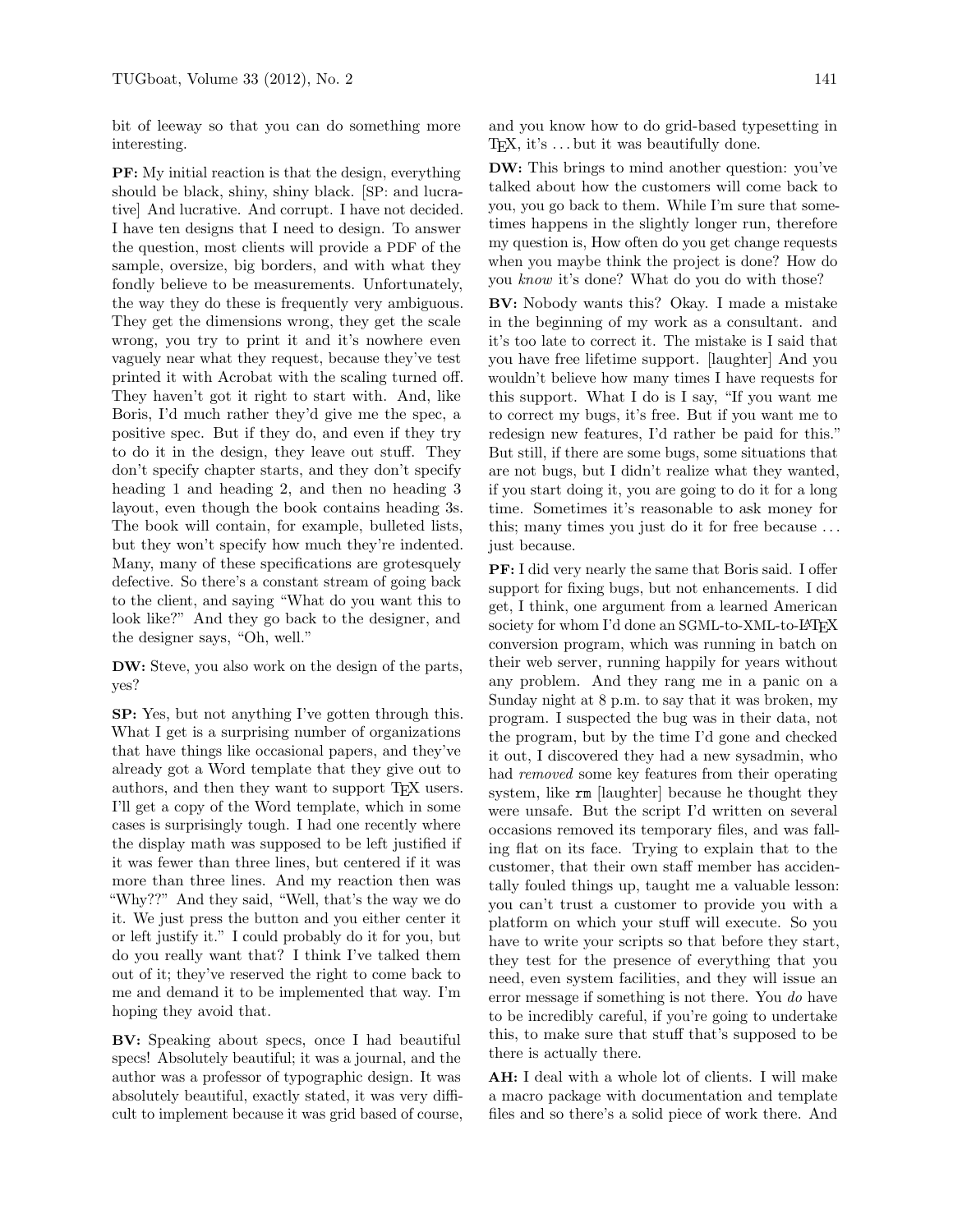bit of leeway so that you can do something more interesting.

**PF:** My initial reaction is that the design, everything should be black, shiny, shiny black. [SP: and lucrative] And lucrative. And corrupt. I have not decided. I have ten designs that I need to design. To answer the question, most clients will provide a PDF of the sample, oversize, big borders, and with what they fondly believe to be measurements. Unfortunately, the way they do these is frequently very ambiguous. They get the dimensions wrong, they get the scale wrong, you try to print it and it's nowhere even vaguely near what they request, because they've test printed it with Acrobat with the scaling turned off. They haven't got it right to start with. And, like Boris, I'd much rather they'd give me the spec, a positive spec. But if they do, and even if they try to do it in the design, they leave out stuff. They don't specify chapter starts, and they don't specify heading 1 and heading 2, and then no heading 3 layout, even though the book contains heading 3s. The book will contain, for example, bulleted lists, but they won't specify how much they're indented. Many, many of these specifications are grotesquely defective. So there's a constant stream of going back to the client, and saying "What do you want this to look like?" And they go back to the designer, and the designer says, "Oh, well."

**DW:** Steve, you also work on the design of the parts, yes?

**SP:** Yes, but not anything I've gotten through this. What I get is a surprising number of organizations that have things like occasional papers, and they've already got a Word template that they give out to authors, and then they want to support TeX users. I'll get a copy of the Word template, which in some cases is surprisingly tough. I had one recently where the display math was supposed to be left justified if it was fewer than three lines, but centered if it was more than three lines. And my reaction then was "Why??" And they said, "Well, that's the way we do it. We just press the button and you either center it or left justify it." I could probably do it for you, but do you really want that? I think I've talked them out of it; they've reserved the right to come back to me and demand it to be implemented that way. I'm hoping they avoid that.

**BV:** Speaking about specs, once I had beautiful specs! Absolutely beautiful; it was a journal, and the author was a professor of typographic design. It was absolutely beautiful, exactly stated, it was very difficult to implement because it was grid based of course, and you know how to do grid-based typesetting in TeX, it's ... but it was beautifully done.

**DW:** This brings to mind another question: you've talked about how the customers will come back to you, you go back to them. While I'm sure that sometimes happens in the slightly longer run, therefore my question is, How often do you get change requests when you maybe think the project is done? How do you *know* it's done? What do you do with those?

**BV:** Nobody wants this? Okay. I made a mistake in the beginning of my work as a consultant. and it's too late to correct it. The mistake is I said that you have free lifetime support. [laughter] And you wouldn't believe how many times I have requests for this support. What I do is I say, "If you want me to correct my bugs, it's free. But if you want me to redesign new features, I'd rather be paid for this." But still, if there are some bugs, some situations that are not bugs, but I didn't realize what they wanted, if you start doing it, you are going to do it for a long time. Sometimes it's reasonable to ask money for this; many times you just do it for free because ... just because.

**PF:** I did very nearly the same that Boris said. I offer support for fixing bugs, but not enhancements. I did get, I think, one argument from a learned American society for whom I'd done an SGML-to-XML-to-LaTeX conversion program, which was running in batch on their web server, running happily for years without any problem. And they rang me in a panic on a Sunday night at 8 p.m. to say that it was broken, my program. I suspected the bug was in their data, not the program, but by the time I'd gone and checked it out, I discovered they had a new sysadmin, who had *removed* some key features from their operating system, like `rm` [laughter] because he thought they were unsafe. But the script I'd written on several occasions removed its temporary files, and was falling flat on its face. Trying to explain that to the customer, that their own staff member has accidentally fouled things up, taught me a valuable lesson: you can't trust a customer to provide you with a platform on which your stuff will execute. So you have to write your scripts so that before they start, they test for the presence of everything that you need, even system facilities, and they will issue an error message if something is not there. You *do* have to be incredibly careful, if you're going to undertake this, to make sure that stuff that's supposed to be there is actually there.

**AH:** I deal with a whole lot of clients. I will make a macro package with documentation and template files and so there's a solid piece of work there. And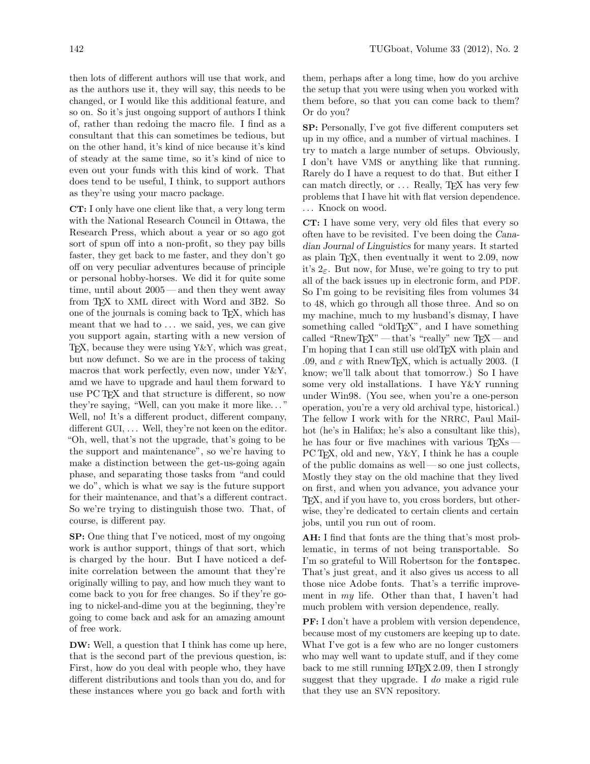then lots of different authors will use that work, and as the authors use it, they will say, this needs to be changed, or I would like this additional feature, and so on. So it's just ongoing support of authors I think of, rather than redoing the macro file. I find as a consultant that this can sometimes be tedious, but on the other hand, it's kind of nice because it's kind of steady at the same time, so it's kind of nice to even out your funds with this kind of work. That does tend to be useful, I think, to support authors as they're using your macro package.

**CT:** I only have one client like that, a very long term with the National Research Council in Ottawa, the Research Press, which about a year or so ago got sort of spun off into a non-profit, so they pay bills faster, they get back to me faster, and they don't go off on very peculiar adventures because of principle or personal hobby-horses. We did it for quite some time, until about 2005 — and then they went away from TeX to XML direct with Word and 3B2. So one of the journals is coming back to TeX, which has meant that we had to ... we said, yes, we can give you support again, starting with a new version of TeX, because they were using Y&Y, which was great, but now defunct. So we are in the process of taking macros that work perfectly, even now, under Y&Y, amd we have to upgrade and haul them forward to use PC TeX and that structure is different, so now they're saying, "Well, can you make it more like..." Well, no! It's a different product, different company, different GUI, ... Well, they're not keen on the editor. "Oh, well, that's not the upgrade, that's going to be the support and maintenance", so we're having to make a distinction between the get-us-going again phase, and separating those tasks from "and could we do", which is what we say is the future support for their maintenance, and that's a different contract. So we're trying to distinguish those two. That, of course, is different pay.

**SP:** One thing that I've noticed, most of my ongoing work is author support, things of that sort, which is charged by the hour. But I have noticed a definite correlation between the amount that they're originally willing to pay, and how much they want to come back to you for free changes. So if they're going to nickel-and-dime you at the beginning, they're going to come back and ask for an amazing amount of free work.

**DW:** Well, a question that I think has come up here, that is the second part of the previous question, is: First, how do you deal with people who, they have different distributions and tools than you do, and for these instances where you go back and forth with them, perhaps after a long time, how do you archive the setup that you were using when you worked with them before, so that you can come back to them? Or do you?

**SP:** Personally, I've got five different computers set up in my office, and a number of virtual machines. I try to match a large number of setups. Obviously, I don't have VMS or anything like that running. Rarely do I have a request to do that. But either I can match directly, or ... Really, TeX has very few problems that I have hit with flat version dependence. ... Knock on wood.

**CT:** I have some very, very old files that every so often have to be revisited. I've been doing the *Canadian Journal of Linguistics* for many years. It started as plain TeX, then eventually it went to 2.09, now it's $2_\varepsilon$. But now, for Muse, we're going to try to put all of the back issues up in electronic form, and PDF. So I'm going to be revisiting files from volumes 34 to 48, which go through all those three. And so on my machine, much to my husband's dismay, I have something called "oldTeX", and I have something called "RnewTeX" — that's "really" new TeX — and I'm hoping that I can still use oldTeX with plain and .09, and $\varepsilon$ with RnewTeX, which is actually 2003. (I know; we'll talk about that tomorrow.) So I have some very old installations. I have Y&Y running under Win98. (You see, when you're a one-person operation, you're a very old archival type, historical.) The fellow I work with for the NRRC, Paul Mailhot (he's in Halifax; he's also a consultant like this), he has four or five machines with various TeXs — PC TeX, old and new, Y&Y, I think he has a couple of the public domains as well — so one just collects, Mostly they stay on the old machine that they lived on first, and when you advance, you advance your TeX, and if you have to, you cross borders, but otherwise, they're dedicated to certain clients and certain jobs, until you run out of room.

**AH:** I find that fonts are the thing that's most problematic, in terms of not being transportable. So I'm so grateful to Will Robertson for the `fontspec`. That's just great, and it also gives us access to all those nice Adobe fonts. That's a terrific improvement in *my* life. Other than that, I haven't had much problem with version dependence, really.

**PF:** I don't have a problem with version dependence, because most of my customers are keeping up to date. What I've got is a few who are no longer customers who may well want to update stuff, and if they come back to me still running LaTeX 2.09, then I strongly suggest that they upgrade. I *do* make a rigid rule that they use an SVN repository.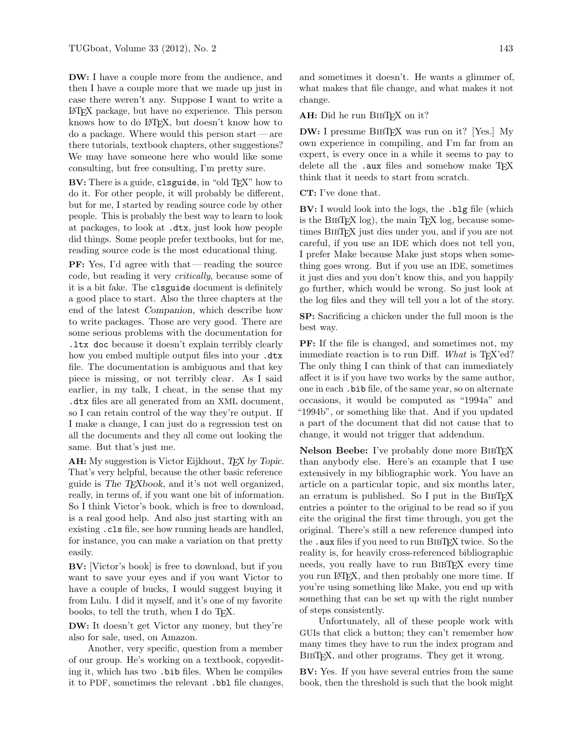**DW:** I have a couple more from the audience, and then I have a couple more that we made up just in case there weren't any. Suppose I want to write a LaTeX package, but have no experience. This person knows how to do LaTeX, but doesn't know how to do a package. Where would this person start — are there tutorials, textbook chapters, other suggestions? We may have someone here who would like some consulting, but free consulting, I'm pretty sure.

**BV:** There is a guide, `clsguide`, in "old TeX" how to do it. For other people, it will probably be different, but for me, I started by reading source code by other people. This is probably the best way to learn to look at packages, to look at `.dtx`, just look how people did things. Some people prefer textbooks, but for me, reading source code is the most educational thing.

**PF:** Yes, I'd agree with that — reading the source code, but reading it very *critically*, because some of it is a bit fake. The `clsguide` document is definitely a good place to start. Also the three chapters at the end of the latest *Companion*, which describe how to write packages. Those are very good. There are some serious problems with the documentation for `.ltx doc` because it doesn't explain terribly clearly how you embed multiple output files into your `.dtx` file. The documentation is ambiguous and that key piece is missing, or not terribly clear. As I said earlier, in my talk, I cheat, in the sense that my `.dtx` files are all generated from an XML document, so I can retain control of the way they're output. If I make a change, I can just do a regression test on all the documents and they all come out looking the same. But that's just me.

**AH:** My suggestion is Victor Eijkhout, *TeX by Topic*. That's very helpful, because the other basic reference guide is *The TeXbook*, and it's not well organized, really, in terms of, if you want one bit of information. So I think Victor's book, which is free to download, is a real good help. And also just starting with an existing `.cls` file, see how running heads are handled, for instance, you can make a variation on that pretty easily.

**BV:** [Victor's book] is free to download, but if you want to save your eyes and if you want Victor to have a couple of bucks, I would suggest buying it from Lulu. I did it myself, and it's one of my favorite books, to tell the truth, when I do TeX.

**DW:** It doesn't get Victor any money, but they're also for sale, used, on Amazon.

Another, very specific, question from a member of our group. He's working on a textbook, copyediting it, which has two `.bib` files. When he compiles it to PDF, sometimes the relevant `.bbl` file changes, and sometimes it doesn't. He wants a glimmer of, what makes that file change, and what makes it not change.

**AH:** Did he run BibTeX on it?

**DW:** I presume BibTeX was run on it? [Yes.] My own experience in compiling, and I'm far from an expert, is every once in a while it seems to pay to delete all the `.aux` files and somehow make TeX think that it needs to start from scratch.

**CT:** I've done that.

**BV:** I would look into the logs, the `.blg` file (which is the BibTeX log), the main TeX log, because sometimes BibTeX just dies under you, and if you are not careful, if you use an IDE which does not tell you, I prefer Make because Make just stops when something goes wrong. But if you use an IDE, sometimes it just dies and you don't know this, and you happily go further, which would be wrong. So just look at the log files and they will tell you a lot of the story.

**SP:** Sacrificing a chicken under the full moon is the best way.

**PF:** If the file is changed, and sometimes not, my immediate reaction is to run Diff. *What* is TeX'ed? The only thing I can think of that can immediately affect it is if you have two works by the same author, one in each `.bib` file, of the same year, so on alternate occasions, it would be computed as "1994a" and "1994b", or something like that. And if you updated a part of the document that did not cause that to change, it would not trigger that addendum.

**Nelson Beebe:** I've probably done more BibTeX than anybody else. Here's an example that I use extensively in my bibliographic work. You have an article on a particular topic, and six months later, an erratum is published. So I put in the BibTeX entries a pointer to the original to be read so if you cite the original the first time through, you get the original. There's still a new reference dumped into the `.aux` files if you need to run BibTeX twice. So the reality is, for heavily cross-referenced bibliographic needs, you really have to run BibTeX every time you run LaTeX, and then probably one more time. If you're using something like Make, you end up with something that can be set up with the right number of steps consistently.

Unfortunately, all of these people work with GUIs that click a button; they can't remember how many times they have to run the index program and BibTeX, and other programs. They get it wrong.

**BV:** Yes. If you have several entries from the same book, then the threshold is such that the book might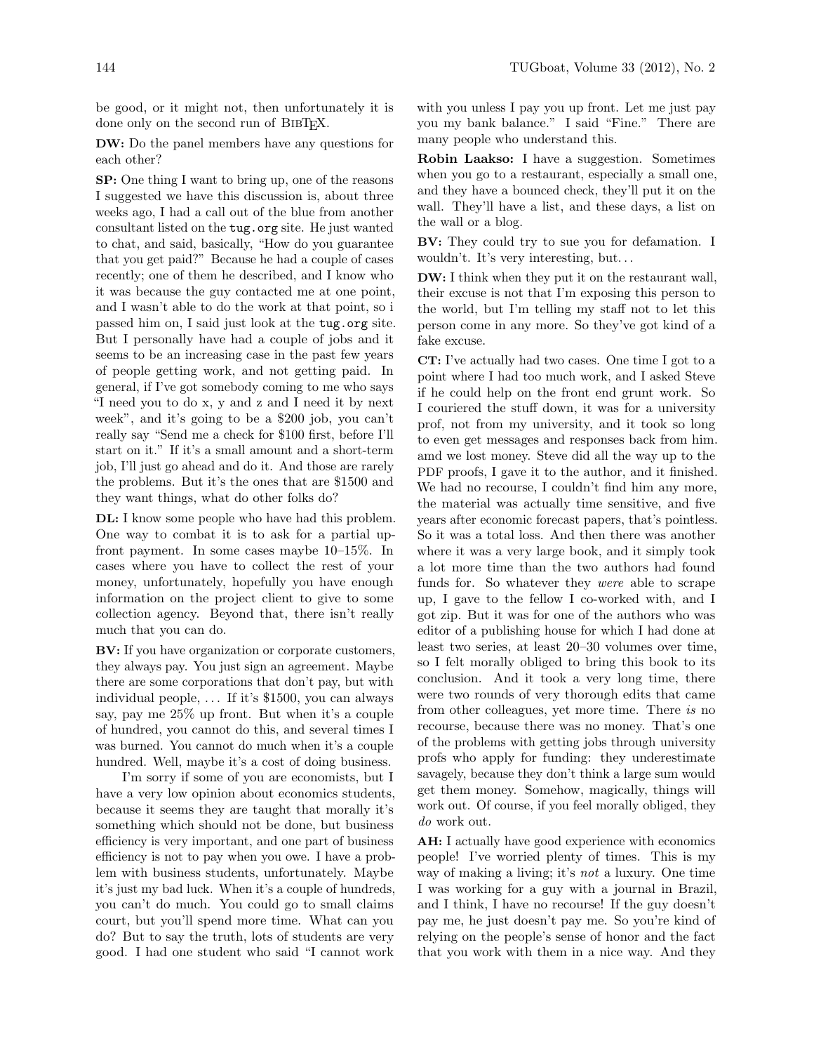be good, or it might not, then unfortunately it is done only on the second run of BibTeX.

**DW:** Do the panel members have any questions for each other?

**SP:** One thing I want to bring up, one of the reasons I suggested we have this discussion is, about three weeks ago, I had a call out of the blue from another consultant listed on the tug.org site. He just wanted to chat, and said, basically, "How do you guarantee that you get paid?" Because he had a couple of cases recently; one of them he described, and I know who it was because the guy contacted me at one point, and I wasn't able to do the work at that point, so i passed him on, I said just look at the tug.org site. But I personally have had a couple of jobs and it seems to be an increasing case in the past few years of people getting work, and not getting paid. In general, if I've got somebody coming to me who says "I need you to do x, y and z and I need it by next week", and it's going to be a $200 job, you can't really say "Send me a check for $100 first, before I'll start on it." If it's a small amount and a short-term job, I'll just go ahead and do it. And those are rarely the problems. But it's the ones that are $1500 and they want things, what do other folks do?

**DL:** I know some people who have had this problem. One way to combat it is to ask for a partial up-front payment. In some cases maybe 10–15%. In cases where you have to collect the rest of your money, unfortunately, hopefully you have enough information on the project client to give to some collection agency. Beyond that, there isn't really much that you can do.

**BV:** If you have organization or corporate customers, they always pay. You just sign an agreement. Maybe there are some corporations that don't pay, but with individual people, ... If it's $1500, you can always say, pay me 25% up front. But when it's a couple of hundred, you cannot do this, and several times I was burned. You cannot do much when it's a couple hundred. Well, maybe it's a cost of doing business.

I'm sorry if some of you are economists, but I have a very low opinion about economics students, because it seems they are taught that morally it's something which should not be done, but business efficiency is very important, and one part of business efficiency is not to pay when you owe. I have a problem with business students, unfortunately. Maybe it's just my bad luck. When it's a couple of hundreds, you can't do much. You could go to small claims court, but you'll spend more time. What can you do? But to say the truth, lots of students are very good. I had one student who said "I cannot work with you unless I pay you up front. Let me just pay you my bank balance." I said "Fine." There are many people who understand this.

**Robin Laakso:** I have a suggestion. Sometimes when you go to a restaurant, especially a small one, and they have a bounced check, they'll put it on the wall. They'll have a list, and these days, a list on the wall or a blog.

**BV:** They could try to sue you for defamation. I wouldn't. It's very interesting, but...

**DW:** I think when they put it on the restaurant wall, their excuse is not that I'm exposing this person to the world, but I'm telling my staff not to let this person come in any more. So they've got kind of a fake excuse.

**CT:** I've actually had two cases. One time I got to a point where I had too much work, and I asked Steve if he could help on the front end grunt work. So I couriered the stuff down, it was for a university prof, not from my university, and it took so long to even get messages and responses back from him. amd we lost money. Steve did all the way up to the PDF proofs, I gave it to the author, and it finished. We had no recourse, I couldn't find him any more, the material was actually time sensitive, and five years after economic forecast papers, that's pointless. So it was a total loss. And then there was another where it was a very large book, and it simply took a lot more time than the two authors had found funds for. So whatever they *were* able to scrape up, I gave to the fellow I co-worked with, and I got zip. But it was for one of the authors who was editor of a publishing house for which I had done at least two series, at least 20–30 volumes over time, so I felt morally obliged to bring this book to its conclusion. And it took a very long time, there were two rounds of very thorough edits that came from other colleagues, yet more time. There *is* no recourse, because there was no money. That's one of the problems with getting jobs through university profs who apply for funding: they underestimate savagely, because they don't think a large sum would get them money. Somehow, magically, things will work out. Of course, if you feel morally obliged, they *do* work out.

**AH:** I actually have good experience with economics people! I've worried plenty of times. This is my way of making a living; it's *not* a luxury. One time I was working for a guy with a journal in Brazil, and I think, I have no recourse! If the guy doesn't pay me, he just doesn't pay me. So you're kind of relying on the people's sense of honor and the fact that you work with them in a nice way. And they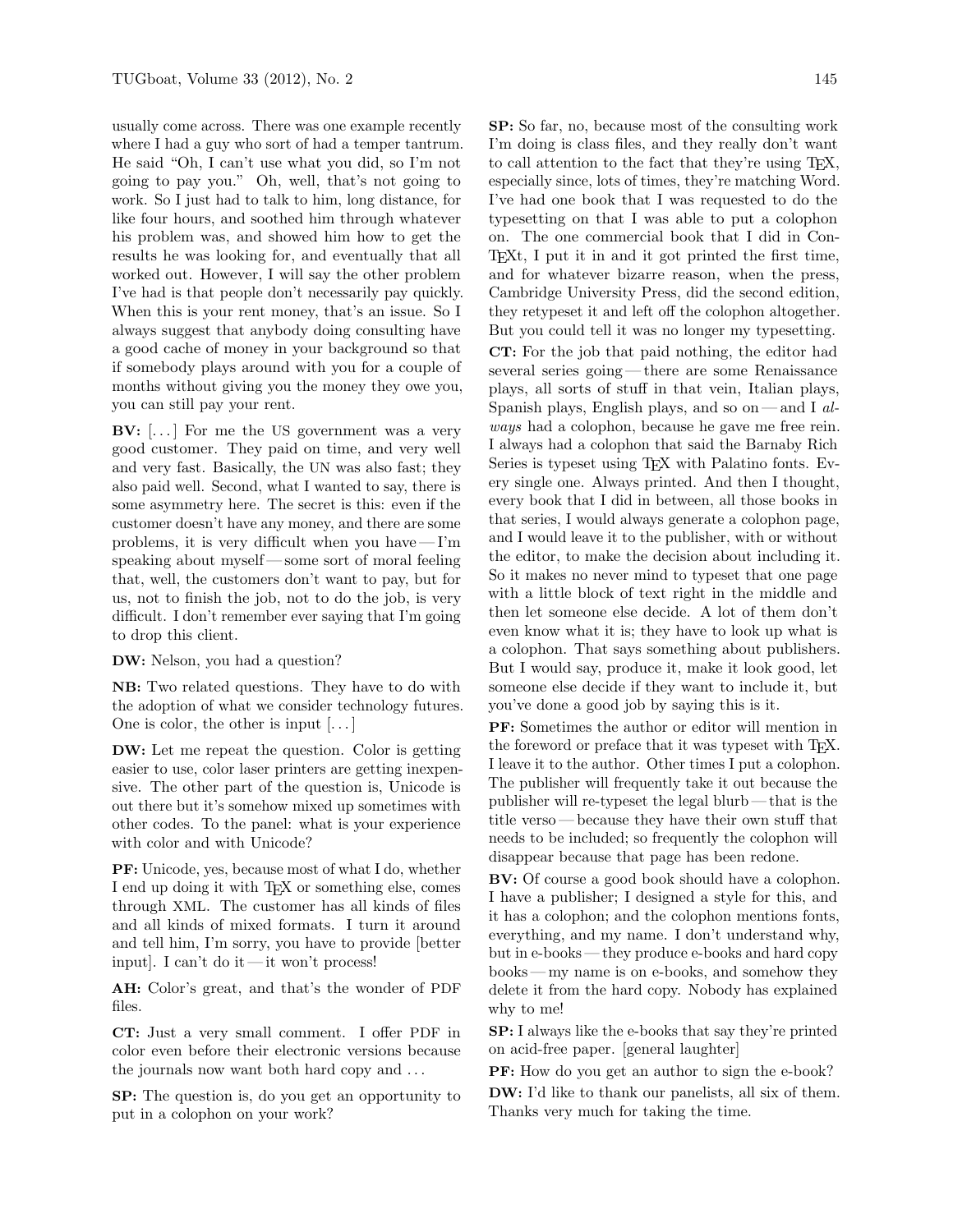usually come across. There was one example recently where I had a guy who sort of had a temper tantrum. He said "Oh, I can't use what you did, so I'm not going to pay you." Oh, well, that's not going to work. So I just had to talk to him, long distance, for like four hours, and soothed him through whatever his problem was, and showed him how to get the results he was looking for, and eventually that all worked out. However, I will say the other problem I've had is that people don't necessarily pay quickly. When this is your rent money, that's an issue. So I always suggest that anybody doing consulting have a good cache of money in your background so that if somebody plays around with you for a couple of months without giving you the money they owe you, you can still pay your rent.

**BV:** [...] For me the US government was a very good customer. They paid on time, and very well and very fast. Basically, the UN was also fast; they also paid well. Second, what I wanted to say, there is some asymmetry here. The secret is this: even if the customer doesn't have any money, and there are some problems, it is very difficult when you have — I'm speaking about myself — some sort of moral feeling that, well, the customers don't want to pay, but for us, not to finish the job, not to do the job, is very difficult. I don't remember ever saying that I'm going to drop this client.

**DW:** Nelson, you had a question?

**NB:** Two related questions. They have to do with the adoption of what we consider technology futures. One is color, the other is input [...]

**DW:** Let me repeat the question. Color is getting easier to use, color laser printers are getting inexpensive. The other part of the question is, Unicode is out there but it's somehow mixed up sometimes with other codes. To the panel: what is your experience with color and with Unicode?

**PF:** Unicode, yes, because most of what I do, whether I end up doing it with TeX or something else, comes through XML. The customer has all kinds of files and all kinds of mixed formats. I turn it around and tell him, I'm sorry, you have to provide [better input]. I can't do it — it won't process!

**AH:** Color's great, and that's the wonder of PDF files.

**CT:** Just a very small comment. I offer PDF in color even before their electronic versions because the journals now want both hard copy and ...

**SP:** The question is, do you get an opportunity to put in a colophon on your work?

**SP:** So far, no, because most of the consulting work I'm doing is class files, and they really don't want to call attention to the fact that they're using TeX, especially since, lots of times, they're matching Word. I've had one book that I was requested to do the typesetting on that I was able to put a colophon on. The one commercial book that I did in ConTeXt, I put it in and it got printed the first time, and for whatever bizarre reason, when the press, Cambridge University Press, did the second edition, they retypeset it and left off the colophon altogether. But you could tell it was no longer my typesetting.

**CT:** For the job that paid nothing, the editor had several series going — there are some Renaissance plays, all sorts of stuff in that vein, Italian plays, Spanish plays, English plays, and so on — and I *always* had a colophon, because he gave me free rein. I always had a colophon that said the Barnaby Rich Series is typeset using TeX with Palatino fonts. Every single one. Always printed. And then I thought, every book that I did in between, all those books in that series, I would always generate a colophon page, and I would leave it to the publisher, with or without the editor, to make the decision about including it. So it makes no never mind to typeset that one page with a little block of text right in the middle and then let someone else decide. A lot of them don't even know what it is; they have to look up what is a colophon. That says something about publishers. But I would say, produce it, make it look good, let someone else decide if they want to include it, but you've done a good job by saying this is it.

**PF:** Sometimes the author or editor will mention in the foreword or preface that it was typeset with TeX. I leave it to the author. Other times I put a colophon. The publisher will frequently take it out because the publisher will re-typeset the legal blurb — that is the title verso — because they have their own stuff that needs to be included; so frequently the colophon will disappear because that page has been redone.

**BV:** Of course a good book should have a colophon. I have a publisher; I designed a style for this, and it has a colophon; and the colophon mentions fonts, everything, and my name. I don't understand why, but in e-books — they produce e-books and hard copy books — my name is on e-books, and somehow they delete it from the hard copy. Nobody has explained why to me!

**SP:** I always like the e-books that say they're printed on acid-free paper. [general laughter]

**PF:** How do you get an author to sign the e-book?

**DW:** I'd like to thank our panelists, all six of them. Thanks very much for taking the time.